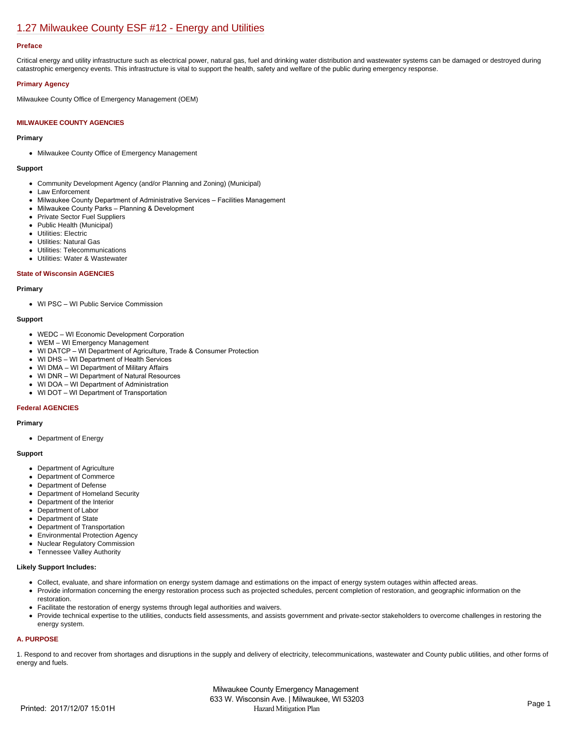# 1.27 Milwaukee County ESF #12 - Energy and Utilities

### Preface

Critical energy and utility infrastructure such as electrical power, natural gas, fuel and drinking water distribution and wastewater systems can be damaged or destroyed during catastrophic emergency events. This infrastructure is vital to support the health, safety and welfare of the public during emergency response.

### Primary Agency

Milwaukee County Office of Emergency Management (OEM)

### MILWAUKEE COUNTY AGENCIES

#### Primary

- Milwaukee County Office of Emergency Management

#### Support

- Community Development Agency (and/or Planning and Zoning) (Municipal)
- Law Enforcement
- Milwaukee County Department of Administrative Services – Facilities Management
- Milwaukee County Parks – Planning & Development
- Private Sector Fuel Suppliers
- Public Health (Municipal)
- Utilities: Electric
- Utilities: Natural Gas
- Utilities: Telecommunications
- Utilities: Water & Wastewater

### State of Wisconsin AGENCIES

#### Primary

- WI PSC – WI Public Service Commission

#### Support

- WEDC – WI Economic Development Corporation
- WEM – WI Emergency Management
- WI DATCP – WI Department of Agriculture, Trade & Consumer Protection
- WI DHS – WI Department of Health Services
- WI DMA – WI Department of Military Affairs
- WI DNR – WI Department of Natural Resources
- WI DOA – WI Department of Administration
- WI DOT – WI Department of Transportation

### Federal AGENCIES

#### Primary

- Department of Energy

#### Support

- Department of Agriculture
- Department of Commerce
- Department of Defense
- Department of Homeland Security
- Department of the Interior
- Department of Labor
- Department of State
- Department of Transportation
- Environmental Protection Agency
- Nuclear Regulatory Commission
- Tennessee Valley Authority

#### Likely Support Includes:

- Collect, evaluate, and share information on energy system damage and estimations on the impact of energy system outages within affected areas.
- Provide information concerning the energy restoration process such as projected schedules, percent completion of restoration, and geographic information on the restoration.
- Facilitate the restoration of energy systems through legal authorities and waivers.
- Provide technical expertise to the utilities, conducts field assessments, and assists government and private-sector stakeholders to overcome challenges in restoring the energy system.

### A. PURPOSE

1. Respond to and recover from shortages and disruptions in the supply and delivery of electricity, telecommunications, wastewater and County public utilities, and other forms of energy and fuels.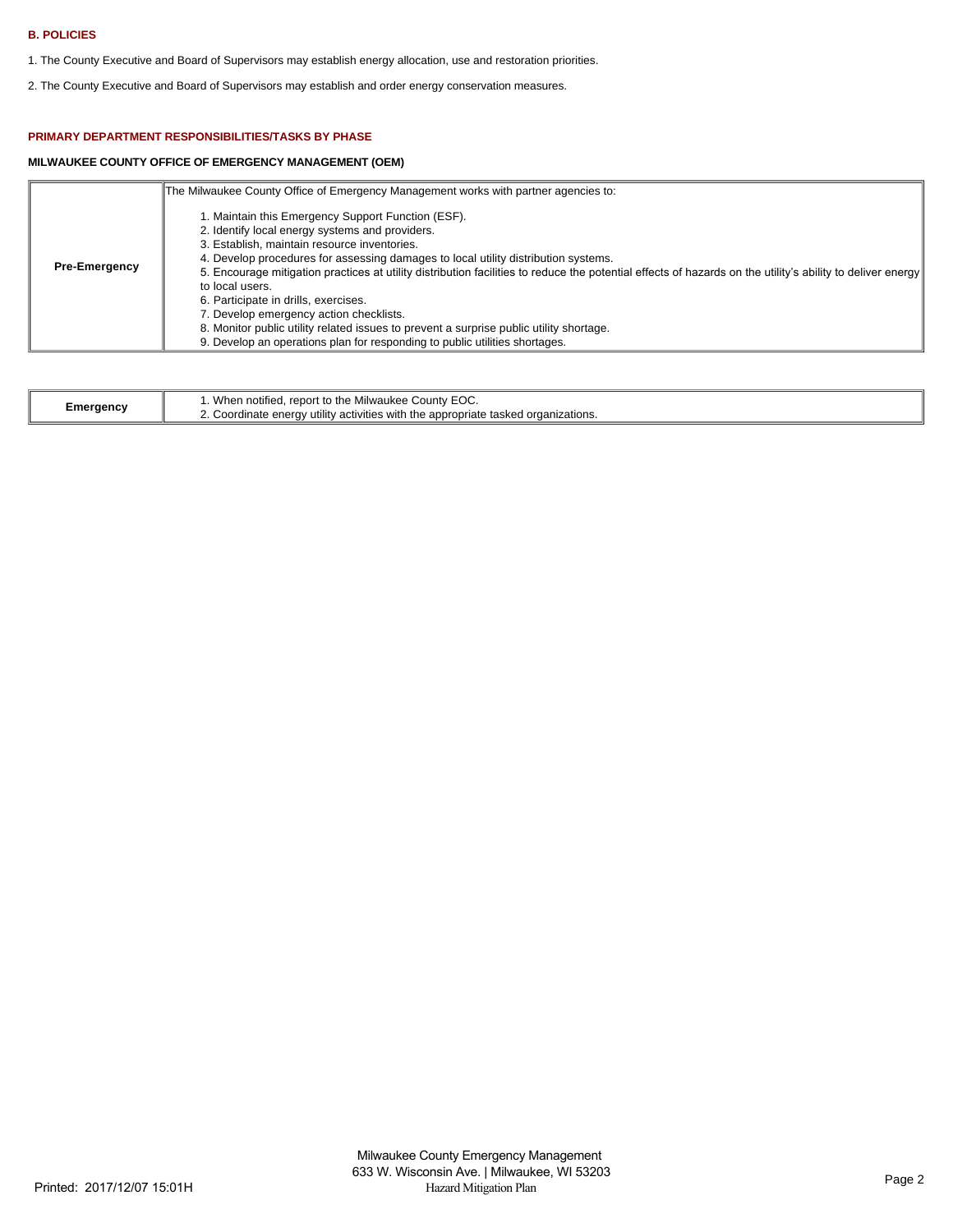### B. POLICIES

1. The County Executive and Board of Supervisors may establish energy allocation, use and restoration priorities.

2. The County Executive and Board of Supervisors may establish and order energy conservation measures.

### PRIMARY DEPARTMENT RESPONSIBILITIES/TASKS BY PHASE

#### MILWAUKEE COUNTY OFFICE OF EMERGENCY MANAGEMENT (OEM)

| | |
|---|---|
| **Pre-Emergency** | The Milwaukee County Office of Emergency Management works with partner agencies to:<br><br>1. Maintain this Emergency Support Function (ESF).<br>2. Identify local energy systems and providers.<br>3. Establish, maintain resource inventories.<br>4. Develop procedures for assessing damages to local utility distribution systems.<br>5. Encourage mitigation practices at utility distribution facilities to reduce the potential effects of hazards on the utility's ability to deliver energy to local users.<br>6. Participate in drills, exercises.<br>7. Develop emergency action checklists.<br>8. Monitor public utility related issues to prevent a surprise public utility shortage.<br>9. Develop an operations plan for responding to public utilities shortages. |

| | |
|---|---|
| **Emergency** | 1. When notified, report to the Milwaukee County EOC.<br>2. Coordinate energy utility activities with the appropriate tasked organizations. |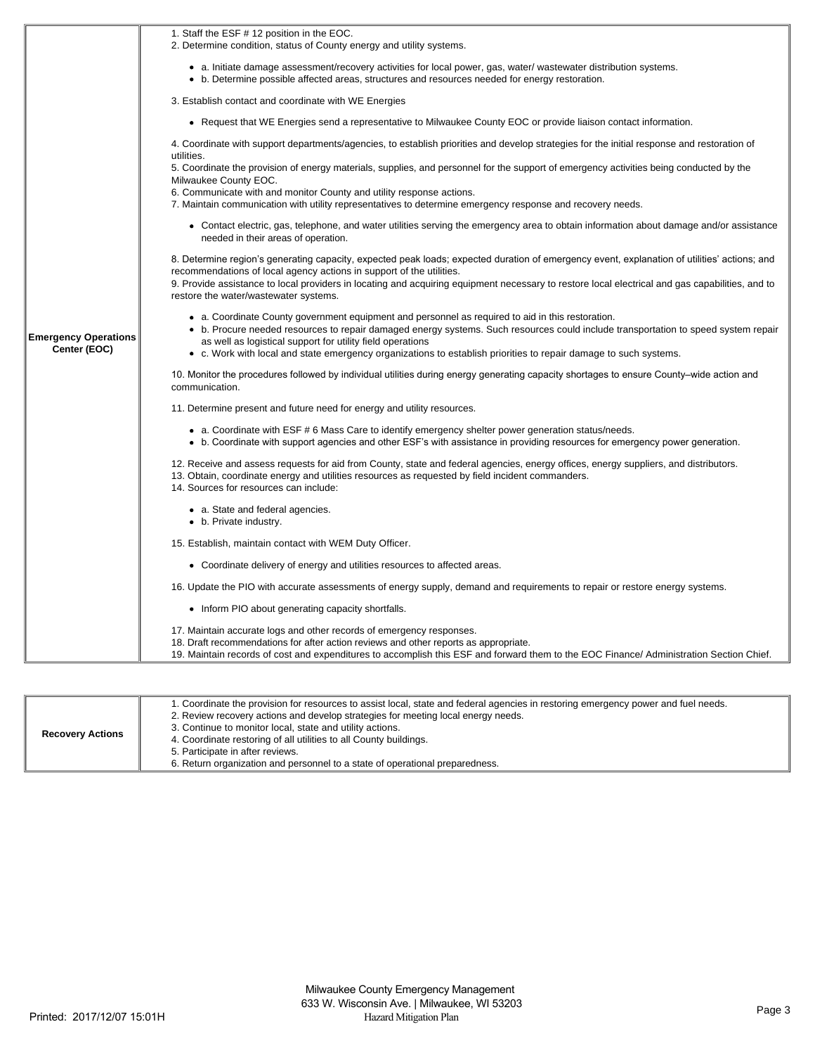| | |
|---|---|
| **Emergency Operations Center (EOC)** | 1. Staff the ESF # 12 position in the EOC.<br>2. Determine condition, status of County energy and utility systems.<br>• a. Initiate damage assessment/recovery activities for local power, gas, water/ wastewater distribution systems.<br>• b. Determine possible affected areas, structures and resources needed for energy restoration.<br>3. Establish contact and coordinate with WE Energies<br>• Request that WE Energies send a representative to Milwaukee County EOC or provide liaison contact information.<br>4. Coordinate with support departments/agencies, to establish priorities and develop strategies for the initial response and restoration of utilities.<br>5. Coordinate the provision of energy materials, supplies, and personnel for the support of emergency activities being conducted by the Milwaukee County EOC.<br>6. Communicate with and monitor County and utility response actions.<br>7. Maintain communication with utility representatives to determine emergency response and recovery needs.<br>• Contact electric, gas, telephone, and water utilities serving the emergency area to obtain information about damage and/or assistance needed in their areas of operation.<br>8. Determine region's generating capacity, expected peak loads; expected duration of emergency event, explanation of utilities' actions; and recommendations of local agency actions in support of the utilities.<br>9. Provide assistance to local providers in locating and acquiring equipment necessary to restore local electrical and gas capabilities, and to restore the water/wastewater systems.<br>• a. Coordinate County government equipment and personnel as required to aid in this restoration.<br>• b. Procure needed resources to repair damaged energy systems. Such resources could include transportation to speed system repair as well as logistical support for utility field operations<br>• c. Work with local and state emergency organizations to establish priorities to repair damage to such systems.<br>10. Monitor the procedures followed by individual utilities during energy generating capacity shortages to ensure County–wide action and communication.<br>11. Determine present and future need for energy and utility resources.<br>• a. Coordinate with ESF # 6 Mass Care to identify emergency shelter power generation status/needs.<br>• b. Coordinate with support agencies and other ESF's with assistance in providing resources for emergency power generation.<br>12. Receive and assess requests for aid from County, state and federal agencies, energy offices, energy suppliers, and distributors.<br>13. Obtain, coordinate energy and utilities resources as requested by field incident commanders.<br>14. Sources for resources can include:<br>• a. State and federal agencies.<br>• b. Private industry.<br>15. Establish, maintain contact with WEM Duty Officer.<br>• Coordinate delivery of energy and utilities resources to affected areas.<br>16. Update the PIO with accurate assessments of energy supply, demand and requirements to repair or restore energy systems.<br>• Inform PIO about generating capacity shortfalls.<br>17. Maintain accurate logs and other records of emergency responses.<br>18. Draft recommendations for after action reviews and other reports as appropriate.<br>19. Maintain records of cost and expenditures to accomplish this ESF and forward them to the EOC Finance/ Administration Section Chief. |

| | |
|---|---|
| **Recovery Actions** | 1. Coordinate the provision for resources to assist local, state and federal agencies in restoring emergency power and fuel needs.<br>2. Review recovery actions and develop strategies for meeting local energy needs.<br>3. Continue to monitor local, state and utility actions.<br>4. Coordinate restoring of all utilities to all County buildings.<br>5. Participate in after reviews.<br>6. Return organization and personnel to a state of operational preparedness. |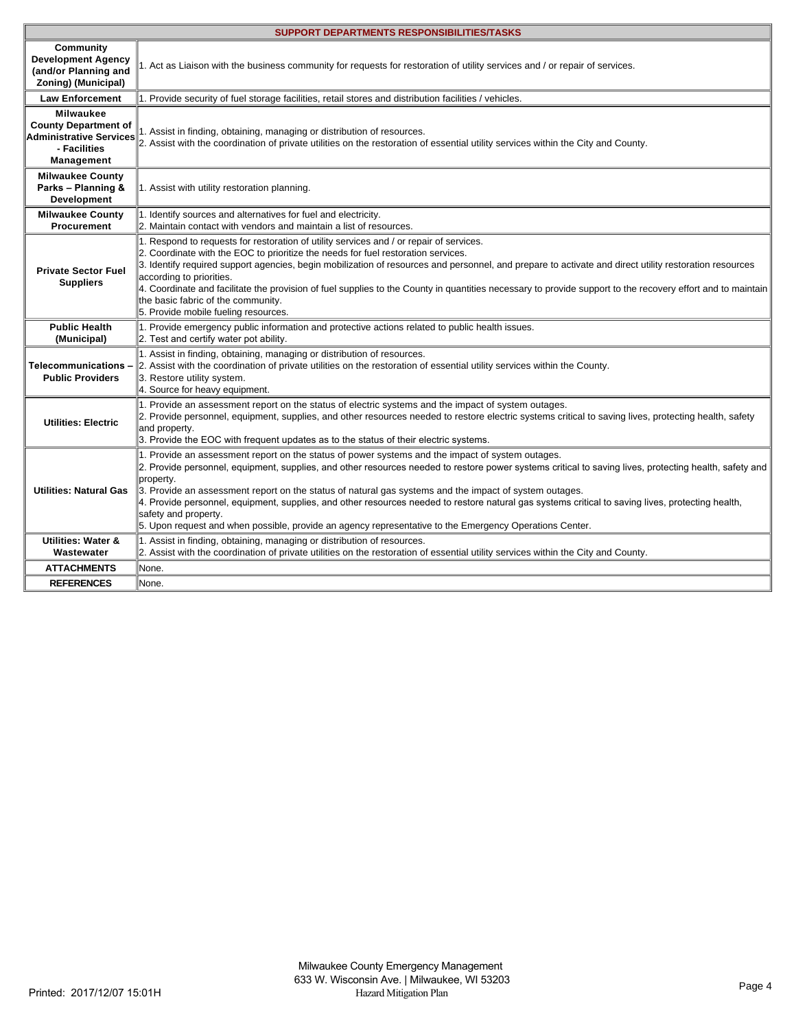| SUPPORT DEPARTMENTS RESPONSIBILITIES/TASKS | |
|---|---|
| **Community Development Agency (and/or Planning and Zoning) (Municipal)** | 1. Act as Liaison with the business community for requests for restoration of utility services and / or repair of services. |
| **Law Enforcement** | 1. Provide security of fuel storage facilities, retail stores and distribution facilities / vehicles. |
| **Milwaukee County Department of Administrative Services - Facilities Management** | 1. Assist in finding, obtaining, managing or distribution of resources.<br>2. Assist with the coordination of private utilities on the restoration of essential utility services within the City and County. |
| **Milwaukee County Parks – Planning & Development** | 1. Assist with utility restoration planning. |
| **Milwaukee County Procurement** | 1. Identify sources and alternatives for fuel and electricity.<br>2. Maintain contact with vendors and maintain a list of resources. |
| **Private Sector Fuel Suppliers** | 1. Respond to requests for restoration of utility services and / or repair of services.<br>2. Coordinate with the EOC to prioritize the needs for fuel restoration services.<br>3. Identify required support agencies, begin mobilization of resources and personnel, and prepare to activate and direct utility restoration resources according to priorities.<br>4. Coordinate and facilitate the provision of fuel supplies to the County in quantities necessary to provide support to the recovery effort and to maintain the basic fabric of the community.<br>5. Provide mobile fueling resources. |
| **Public Health (Municipal)** | 1. Provide emergency public information and protective actions related to public health issues.<br>2. Test and certify water pot ability. |
| **Telecommunications – Public Providers** | 1. Assist in finding, obtaining, managing or distribution of resources.<br>2. Assist with the coordination of private utilities on the restoration of essential utility services within the County.<br>3. Restore utility system.<br>4. Source for heavy equipment. |
| **Utilities: Electric** | 1. Provide an assessment report on the status of electric systems and the impact of system outages.<br>2. Provide personnel, equipment, supplies, and other resources needed to restore electric systems critical to saving lives, protecting health, safety and property.<br>3. Provide the EOC with frequent updates as to the status of their electric systems. |
| **Utilities: Natural Gas** | 1. Provide an assessment report on the status of power systems and the impact of system outages.<br>2. Provide personnel, equipment, supplies, and other resources needed to restore power systems critical to saving lives, protecting health, safety and property.<br>3. Provide an assessment report on the status of natural gas systems and the impact of system outages.<br>4. Provide personnel, equipment, supplies, and other resources needed to restore natural gas systems critical to saving lives, protecting health, safety and property.<br>5. Upon request and when possible, provide an agency representative to the Emergency Operations Center. |
| **Utilities: Water & Wastewater** | 1. Assist in finding, obtaining, managing or distribution of resources.<br>2. Assist with the coordination of private utilities on the restoration of essential utility services within the City and County. |
| **ATTACHMENTS** | None. |
| **REFERENCES** | None. |

Milwaukee County Emergency Management
633 W. Wisconsin Ave. | Milwaukee, WI 53203
Hazard Mitigation Plan

Printed: 2017/12/07 15:01H